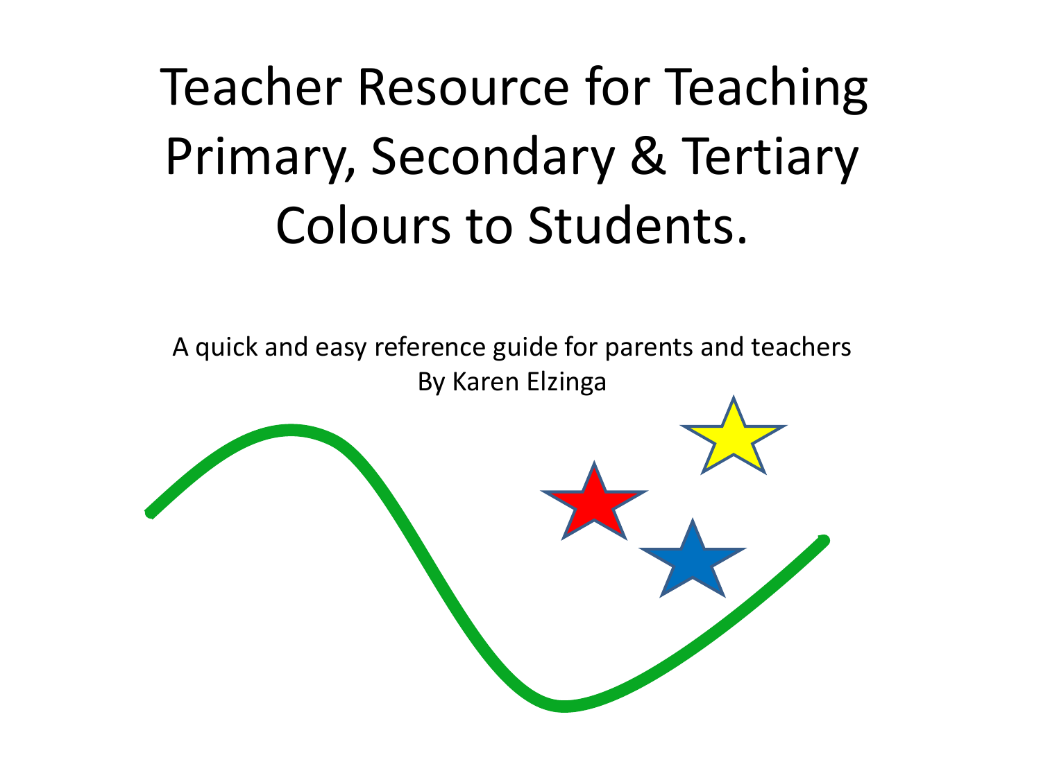# Teacher Resource for Teaching Primary, Secondary & Tertiary Colours to Students.

A quick and easy reference guide for parents and teachers
By Karen Elzinga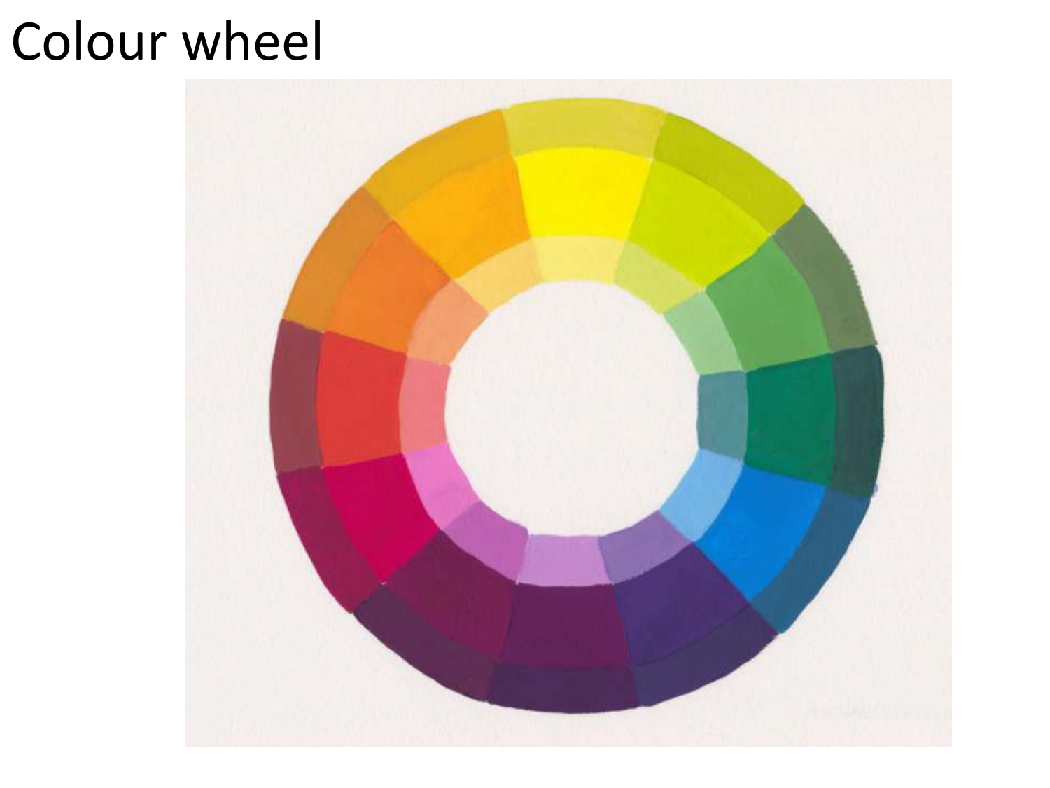# Colour wheel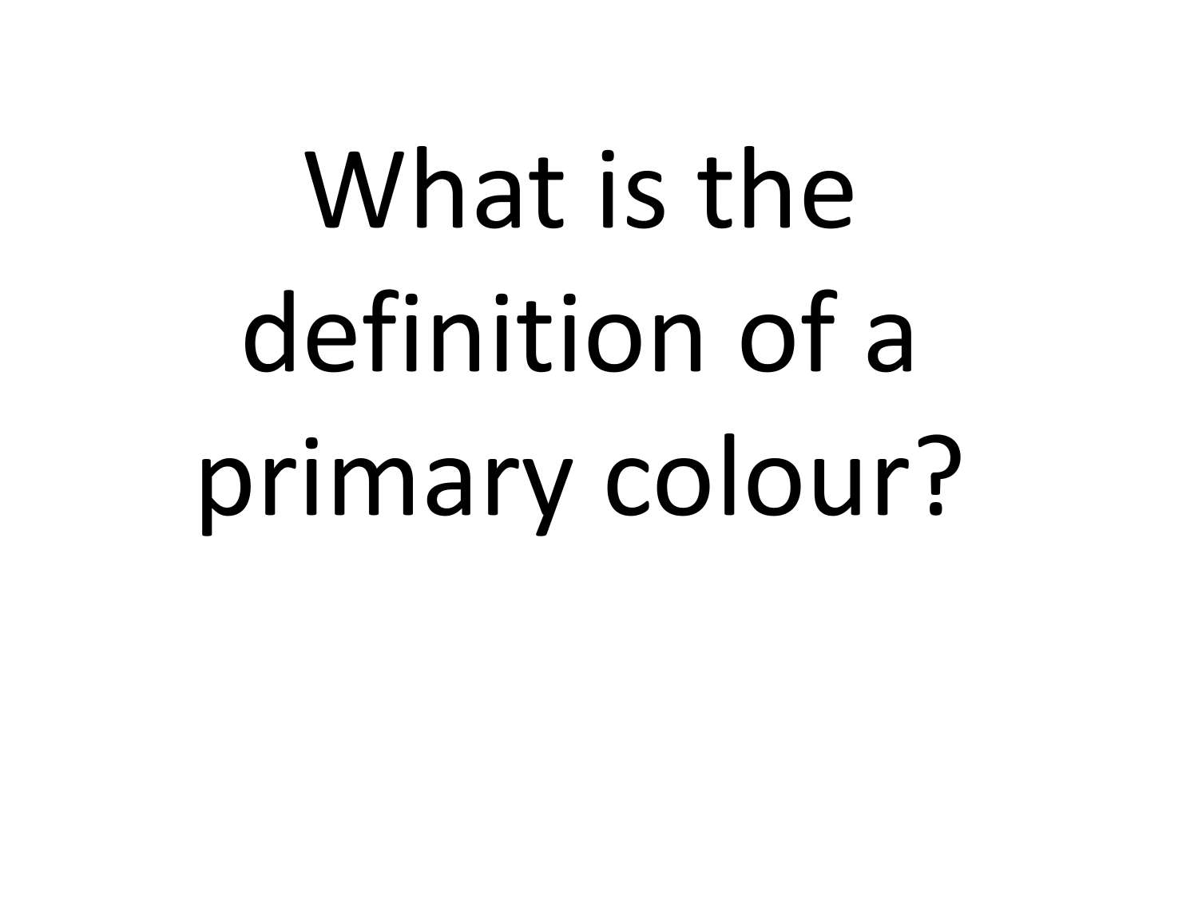# What is the definition of a primary colour?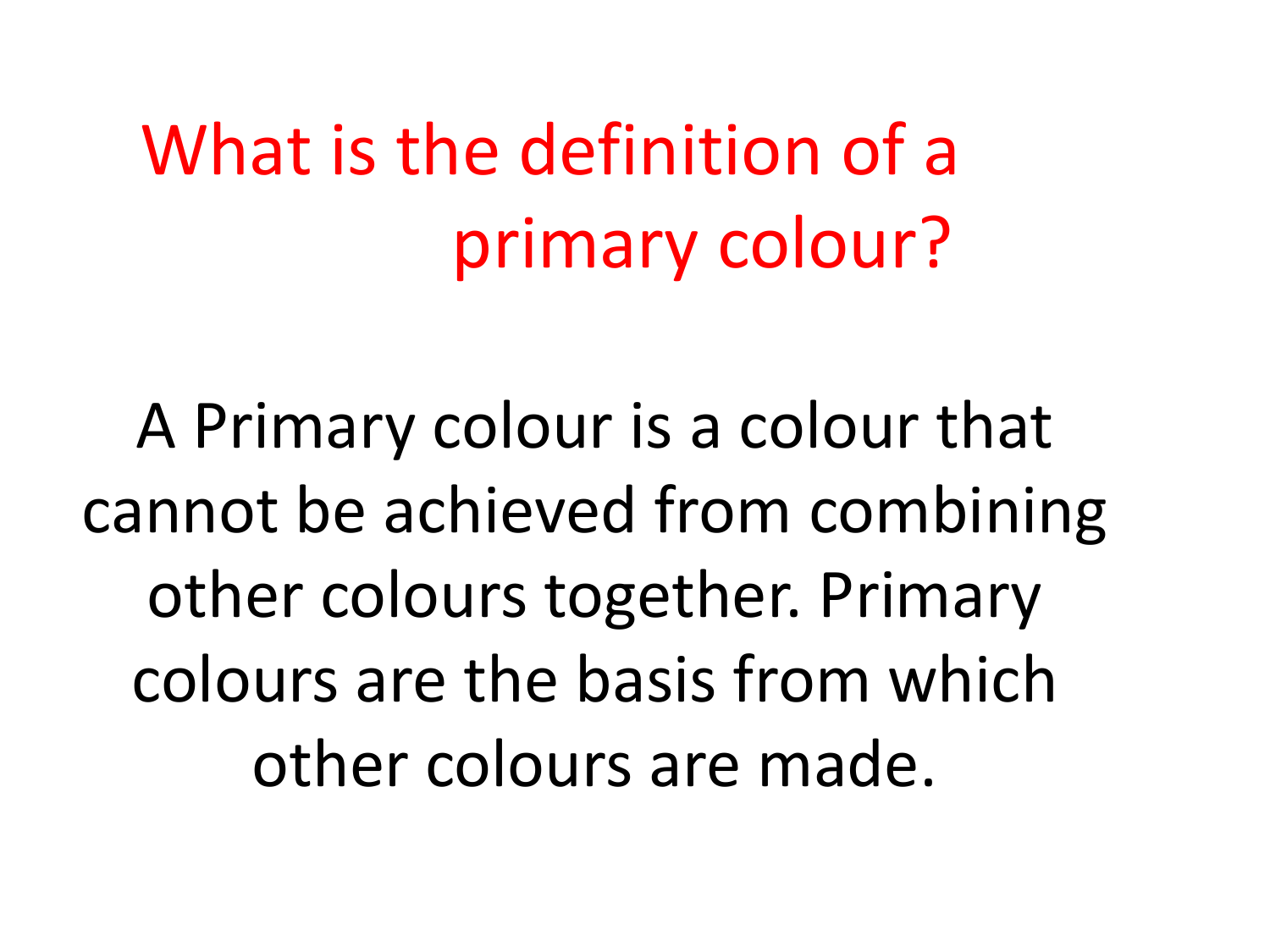## What is the definition of a primary colour?

A Primary colour is a colour that cannot be achieved from combining other colours together. Primary colours are the basis from which other colours are made.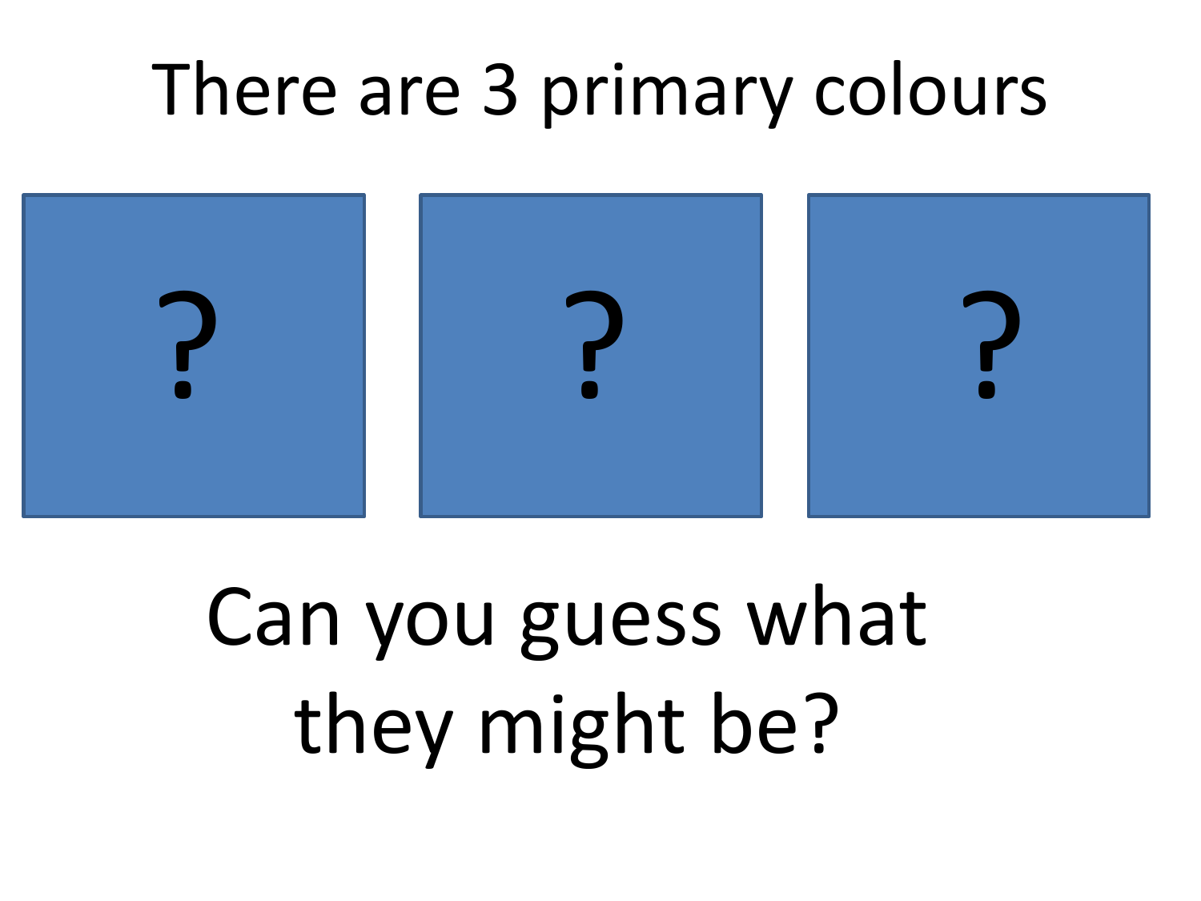# There are 3 primary colours

? ? ?

Can you guess what they might be?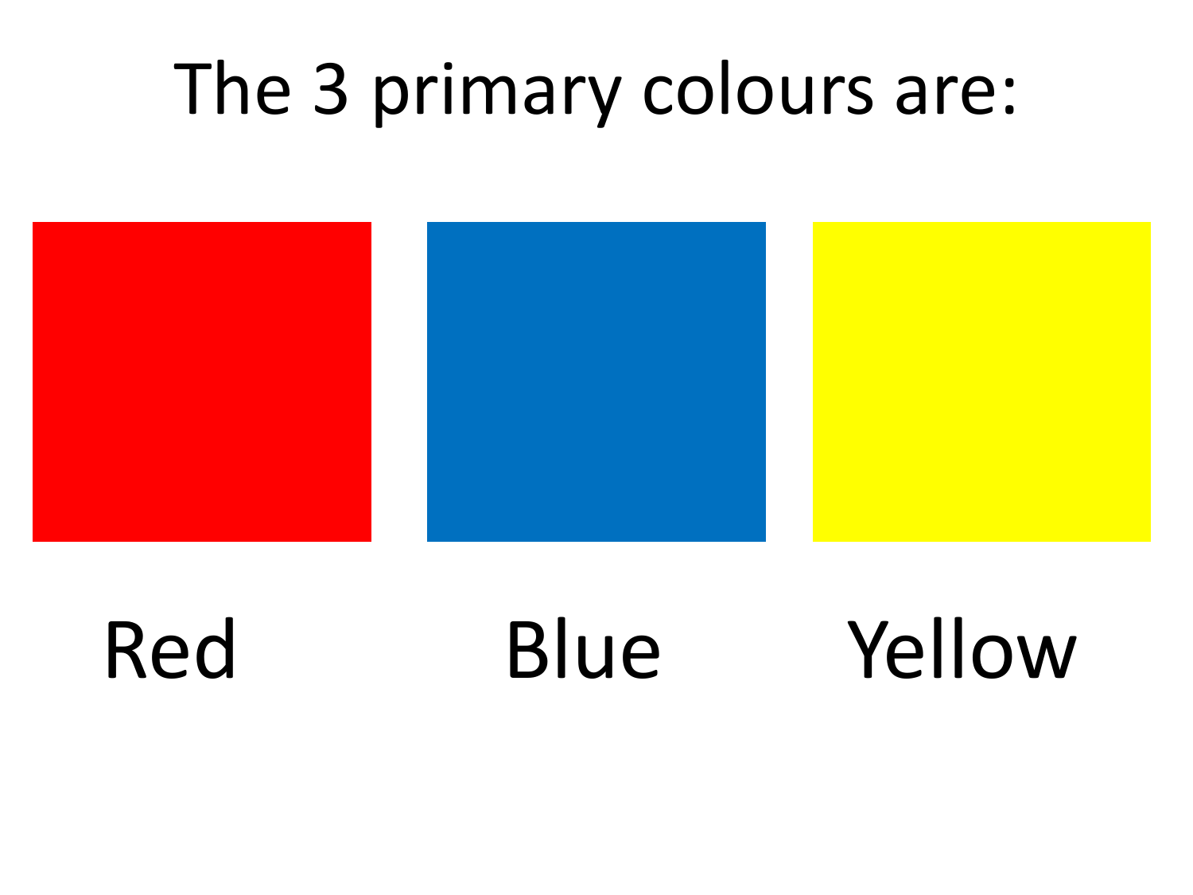# The 3 primary colours are:

Red

Blue

Yellow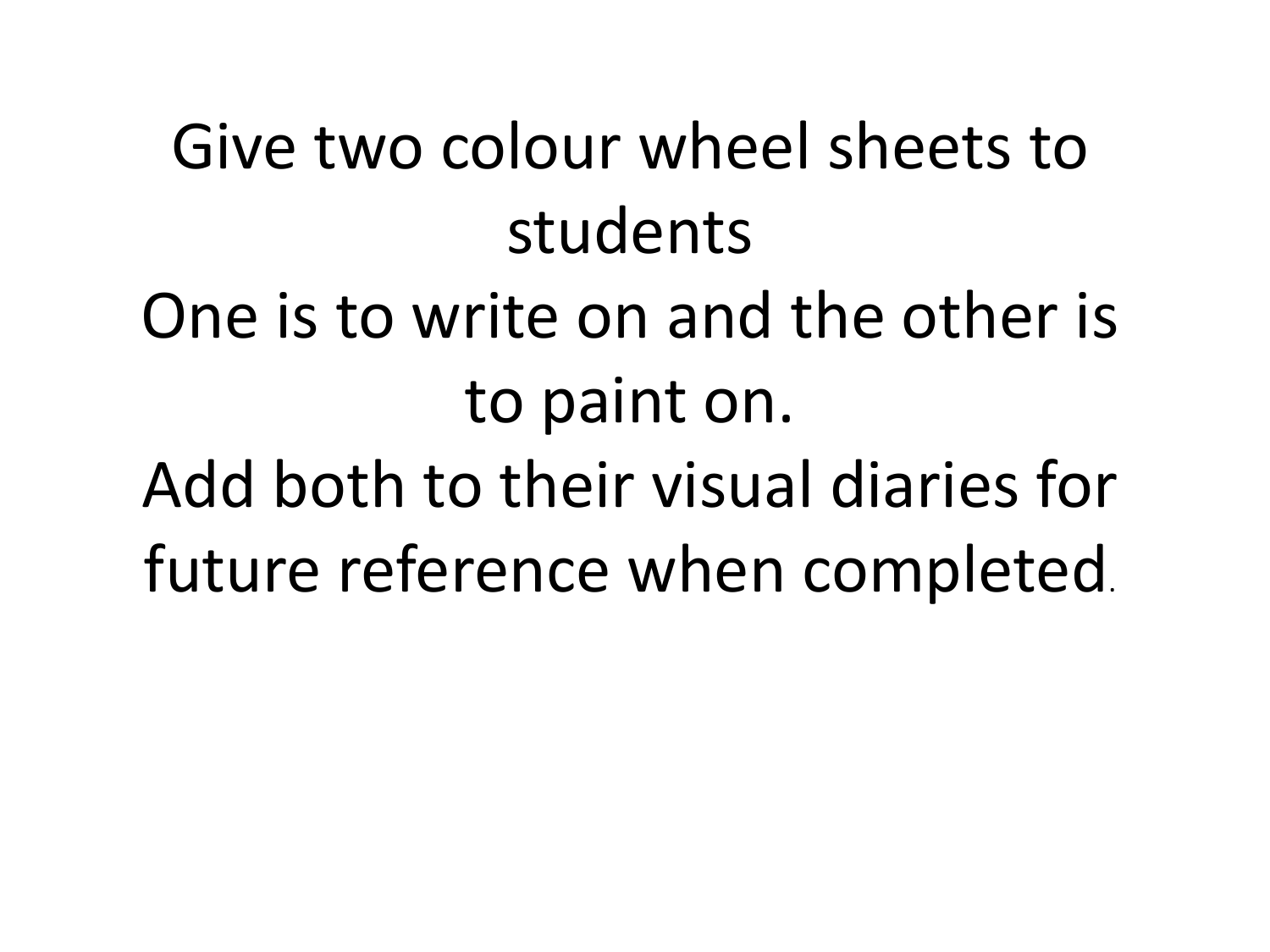Give two colour wheel sheets to students

One is to write on and the other is to paint on.

Add both to their visual diaries for future reference when completed.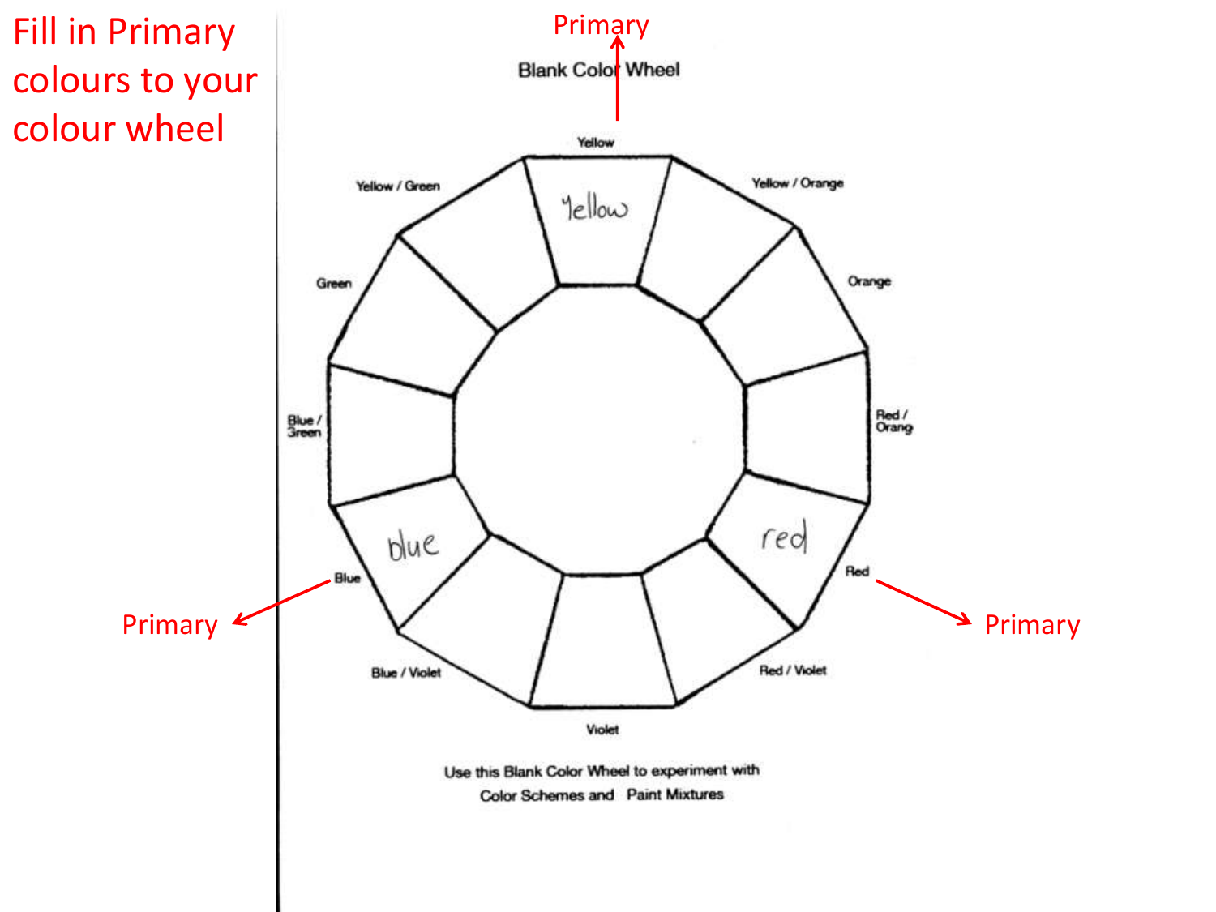# Fill in Primary colours to your colour wheel

Primary

**Blank Color Wheel**

Yellow

Yellow / Orange

Orange

Red / Orang

Red

Red / Violet

Violet

Blue / Violet

Blue

Blue / Green

Green

Yellow / Green

yellow

red

blue

Primary

Primary

Use this Blank Color Wheel to experiment with Color Schemes and Paint Mixtures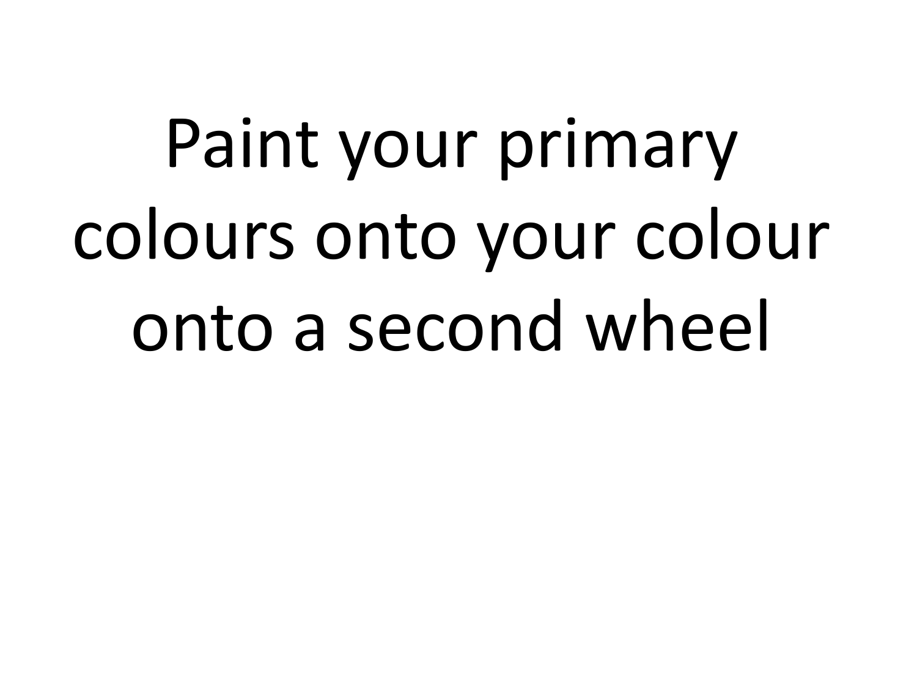Paint your primary colours onto your colour onto a second wheel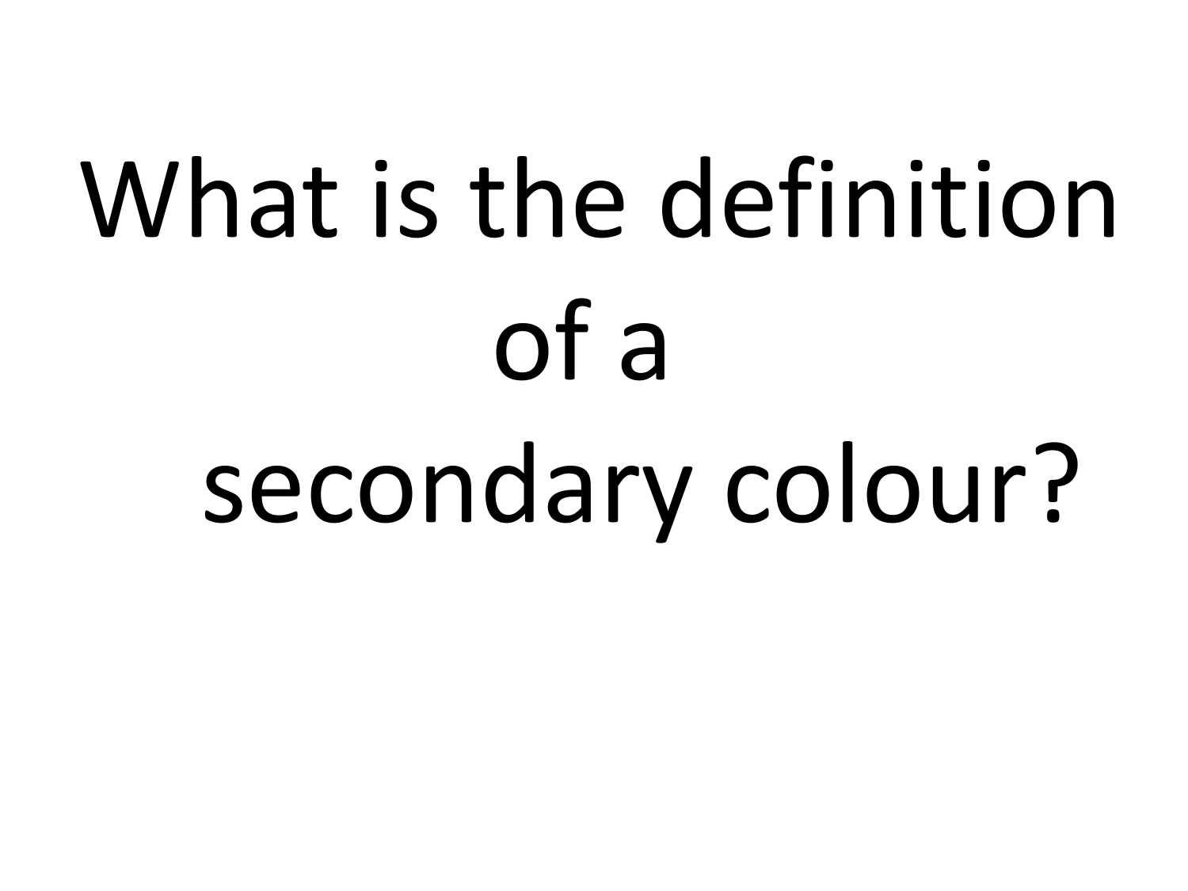What is the definition of a secondary colour?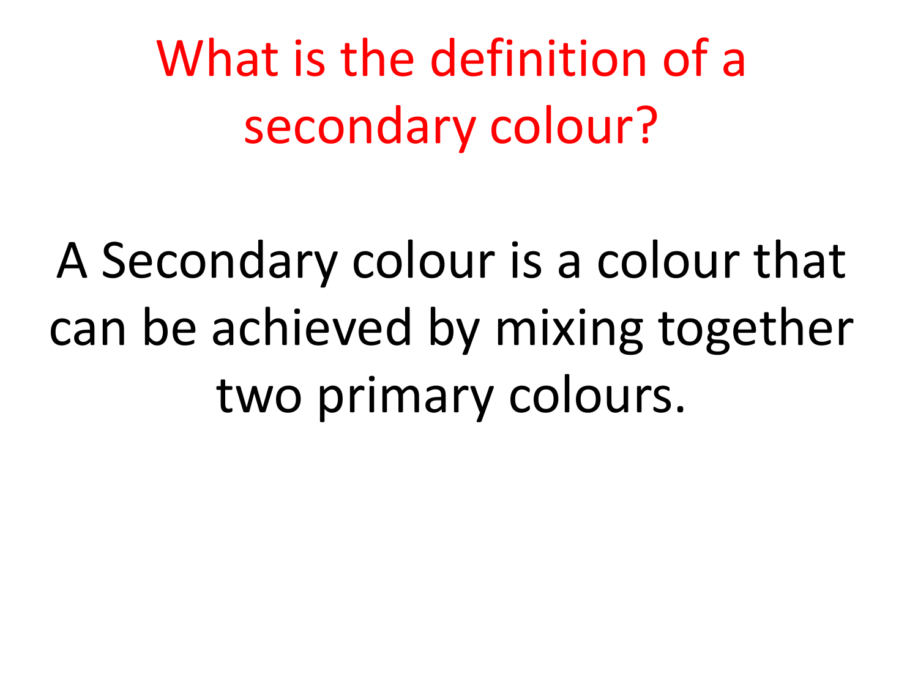# What is the definition of a secondary colour?

A Secondary colour is a colour that can be achieved by mixing together two primary colours.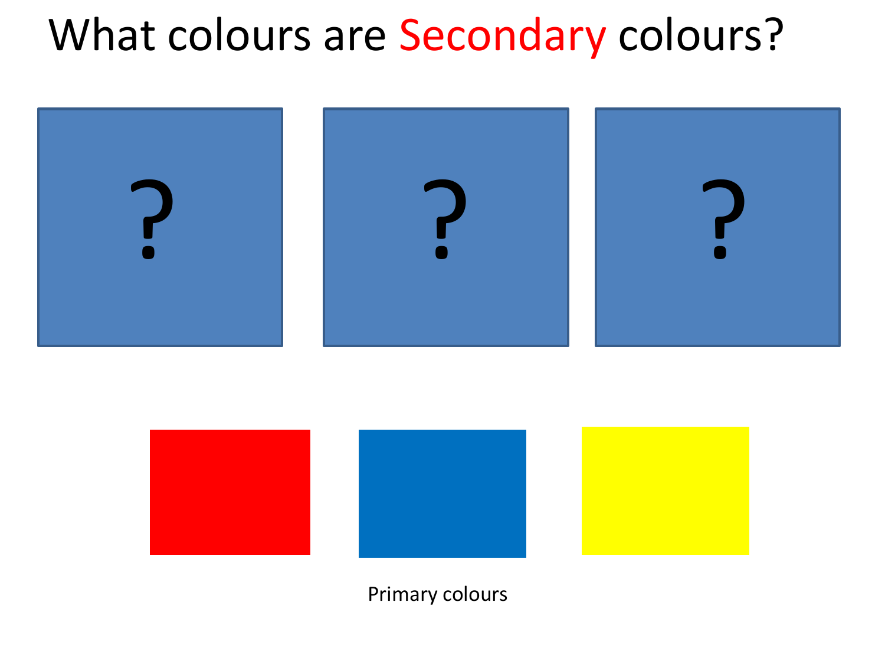# What colours are Secondary colours?

? ? ?

Primary colours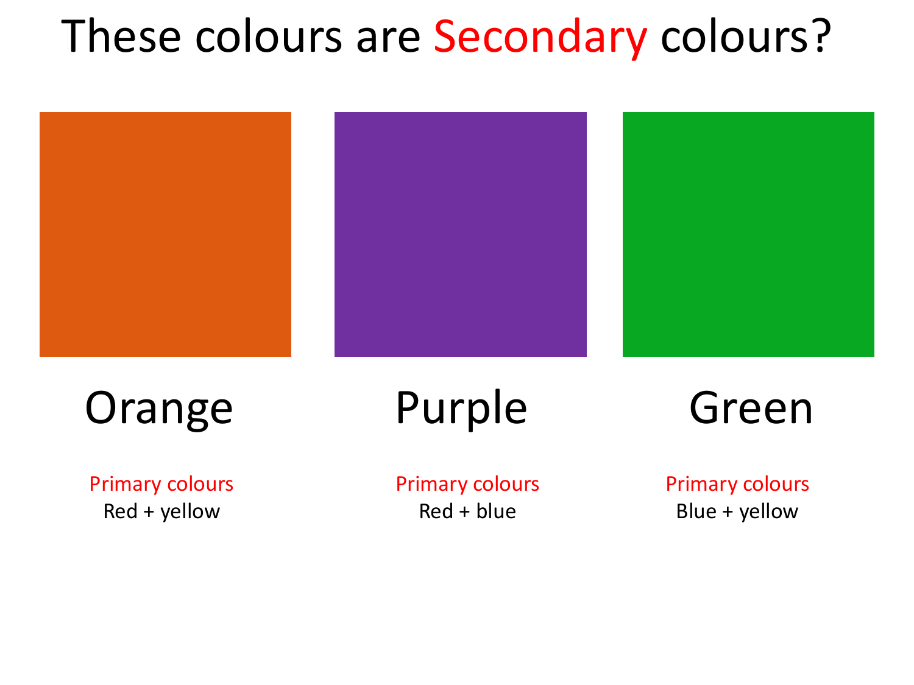# These colours are Secondary colours?

| Orange | Purple | Green |
| --- | --- | --- |
| Primary colours | Primary colours | Primary colours |
| Red + yellow | Red + blue | Blue + yellow |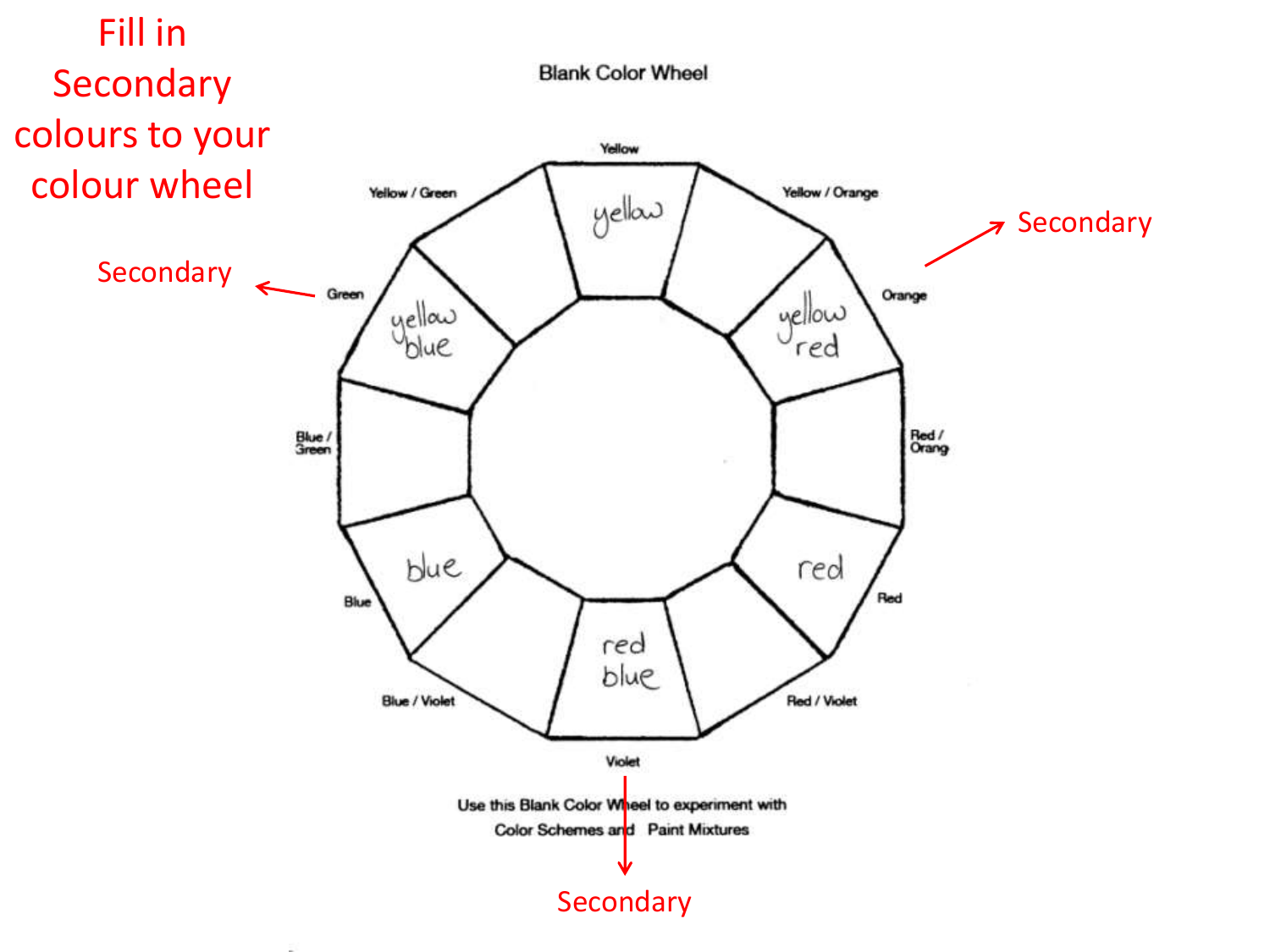# Fill in Secondary colours to your colour wheel

Blank Color Wheel

Yellow

yellow

Yellow / Orange

Orange

yellow red

Secondary

Red / Orang

Red

red

Red / Violet

Violet

red blue

Secondary

Blue / Violet

Blue

blue

Blue / Green

Green

yellow blue

Secondary

Yellow / Green

Use this Blank Color Wheel to experiment with Color Schemes and Paint Mixtures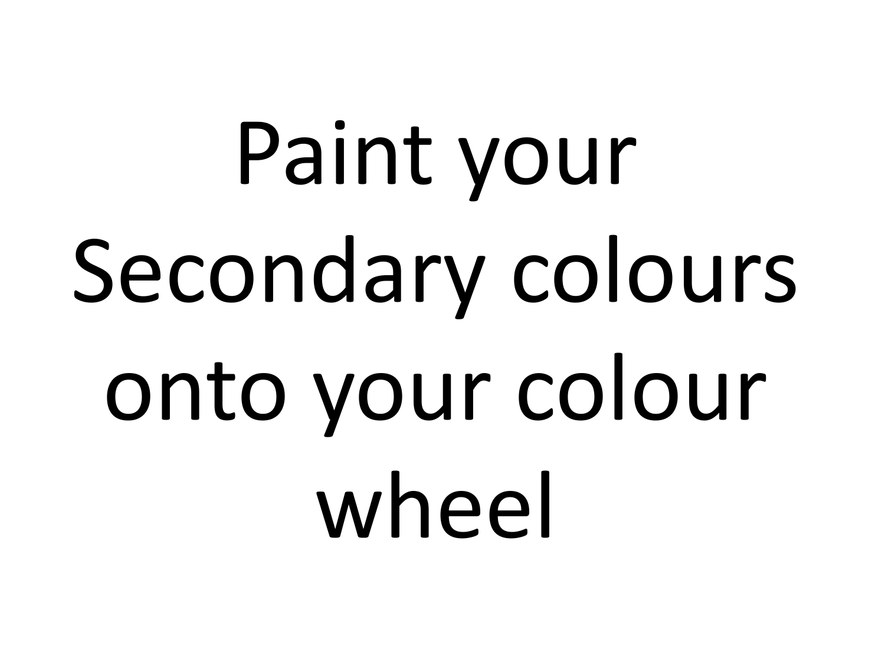Paint your Secondary colours onto your colour wheel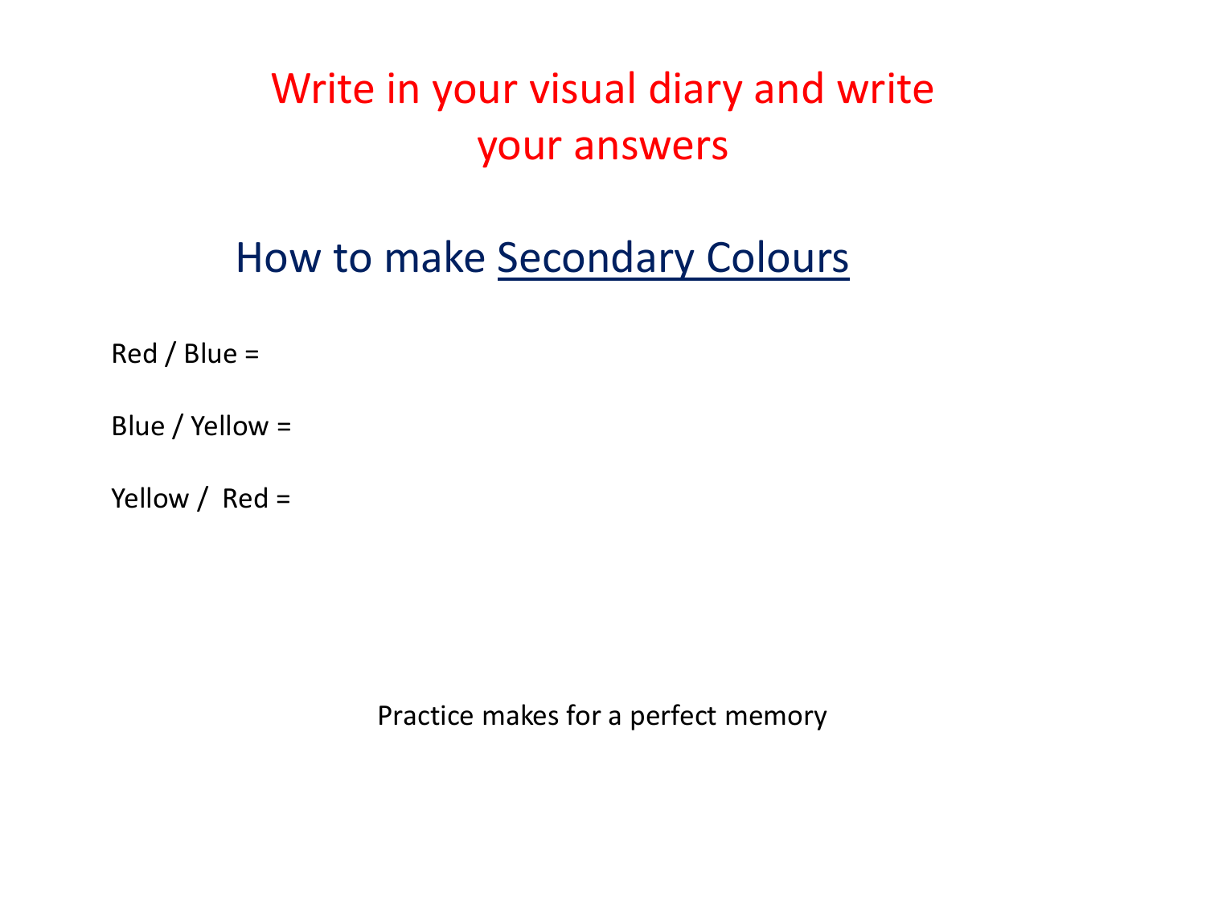# Write in your visual diary and write your answers

## How to make <u>Secondary Colours</u>

Red / Blue =

Blue / Yellow =

Yellow /  Red =

Practice makes for a perfect memory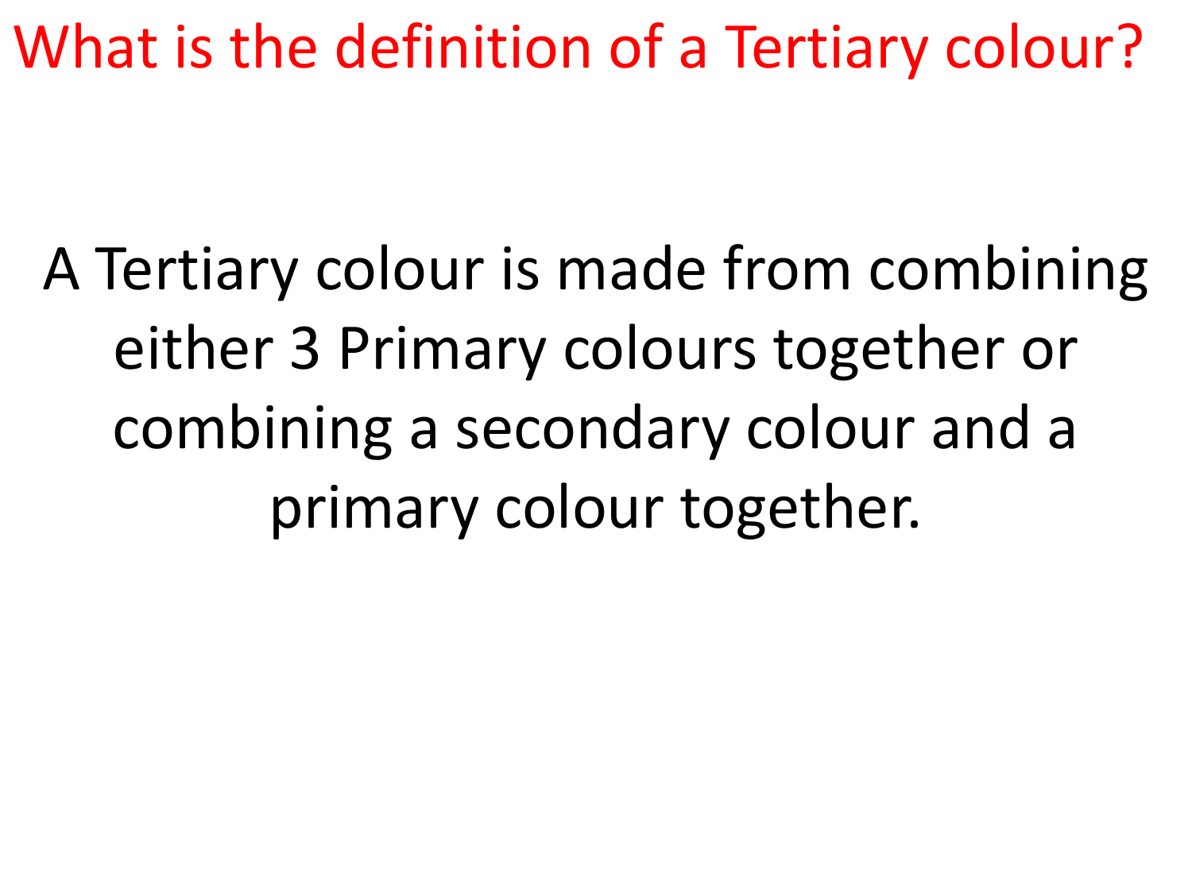# What is the definition of a Tertiary colour?

A Tertiary colour is made from combining either 3 Primary colours together or combining a secondary colour and a primary colour together.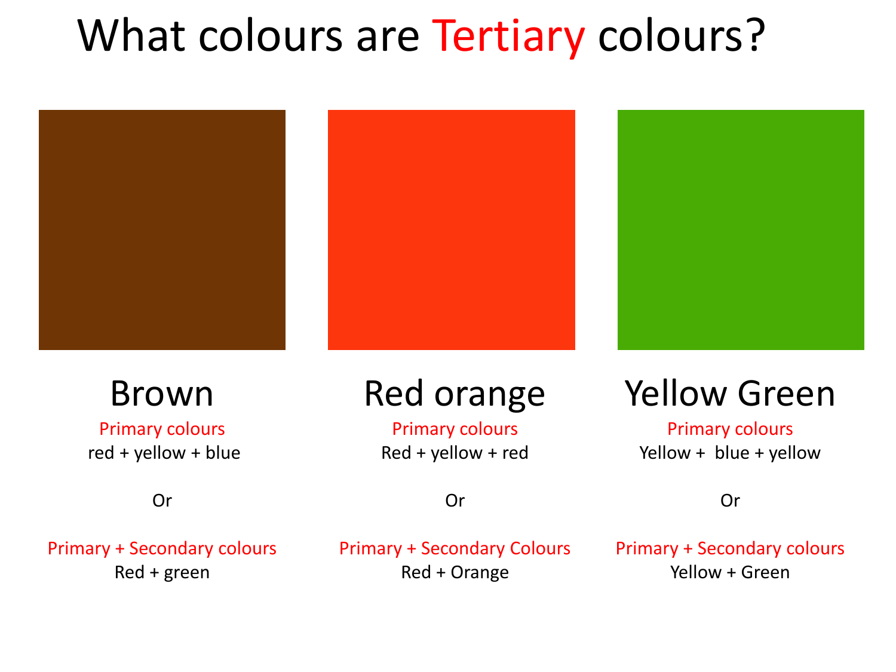# What colours are Tertiary colours?

## Brown

Primary colours

red + yellow + blue

Or

Primary + Secondary colours

Red + green

## Red orange

Primary colours

Red + yellow + red

Or

Primary + Secondary Colours

Red + Orange

## Yellow Green

Primary colours

Yellow + blue + yellow

Or

Primary + Secondary colours

Yellow + Green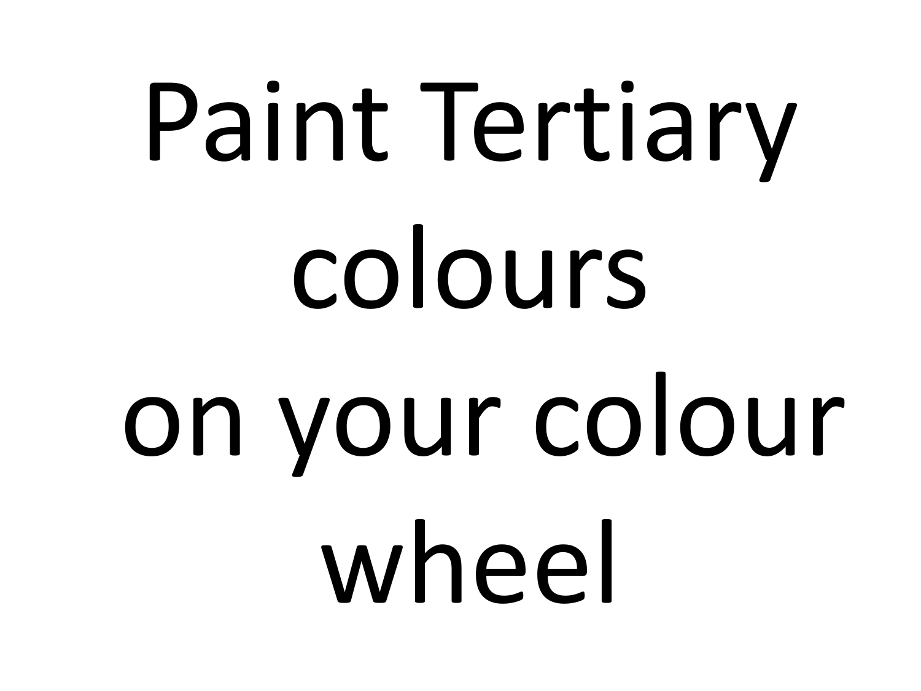# Paint Tertiary colours on your colour wheel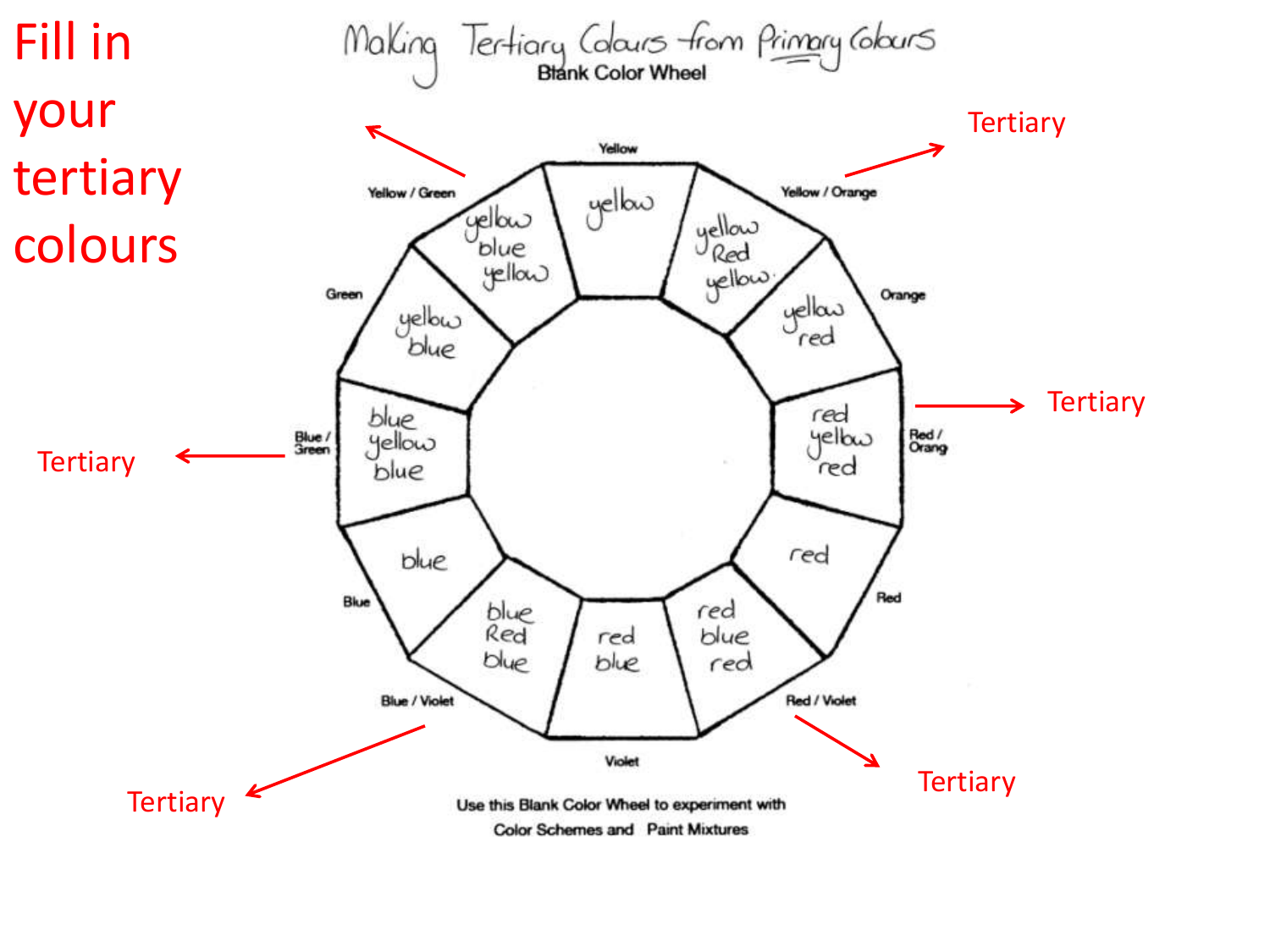# Fill in your tertiary colours

Making Tertiary Colours from Primary Colours

Blank Color Wheel

| Segment | Mixture |
| --- | --- |
| Yellow | yellow |
| Yellow / Orange (Tertiary) | yellow, Red, yellow |
| Orange | yellow, red |
| Red / Orang (Tertiary) | red, yellow, red |
| Red | red |
| Red / Violet (Tertiary) | red, blue, red |
| Violet | red, blue |
| Blue / Violet (Tertiary) | blue, Red, blue |
| Blue | blue |
| Blue / Green (Tertiary) | blue, yellow, blue |
| Green | yellow, blue |
| Yellow / Green (Tertiary) | yellow, blue, yellow |

Use this Blank Color Wheel to experiment with Color Schemes and Paint Mixtures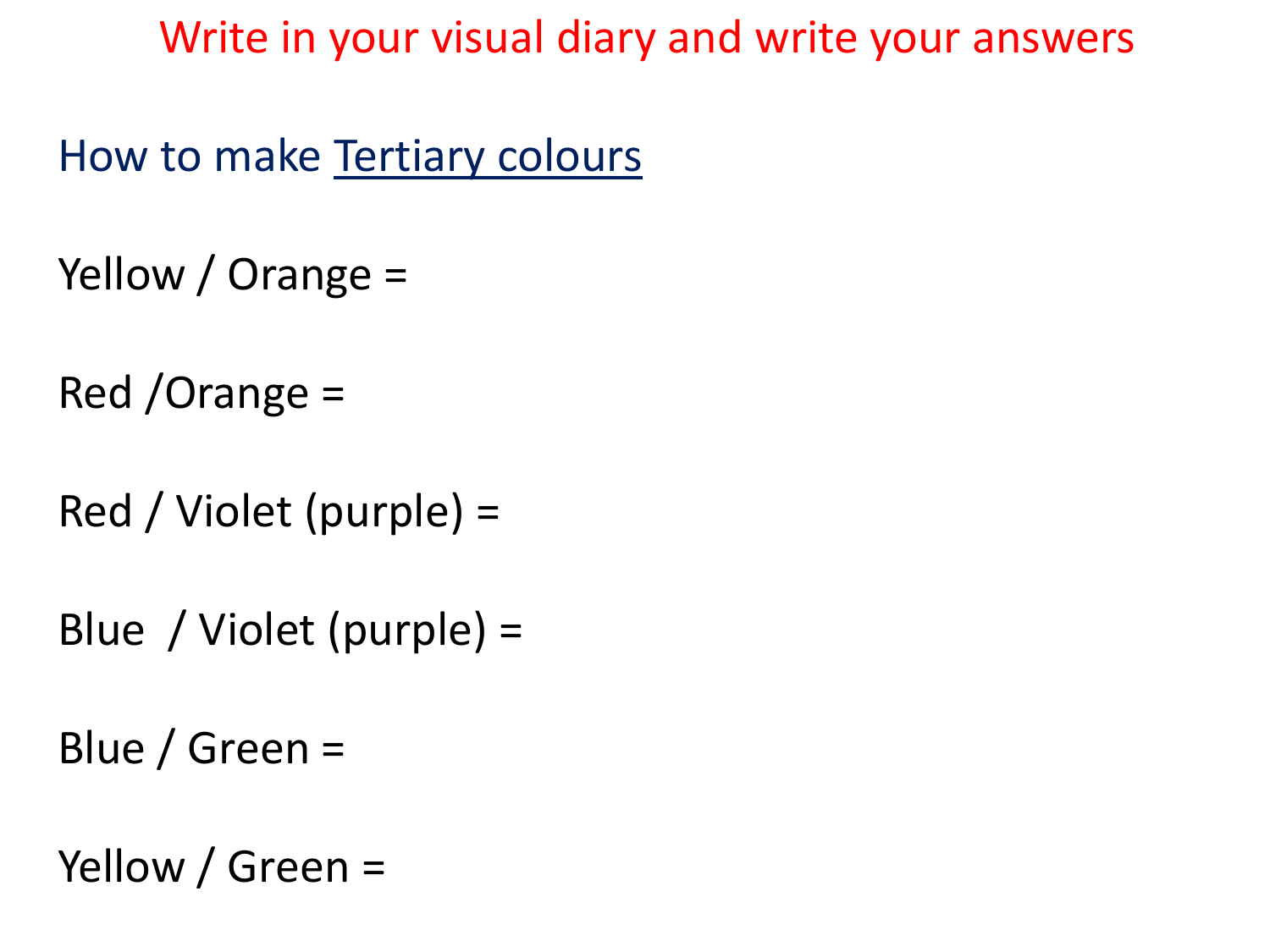Write in your visual diary and write your answers

## How to make Tertiary colours

Yellow / Orange =

Red /Orange =

Red / Violet (purple) =

Blue  / Violet (purple) =

Blue / Green =

Yellow / Green =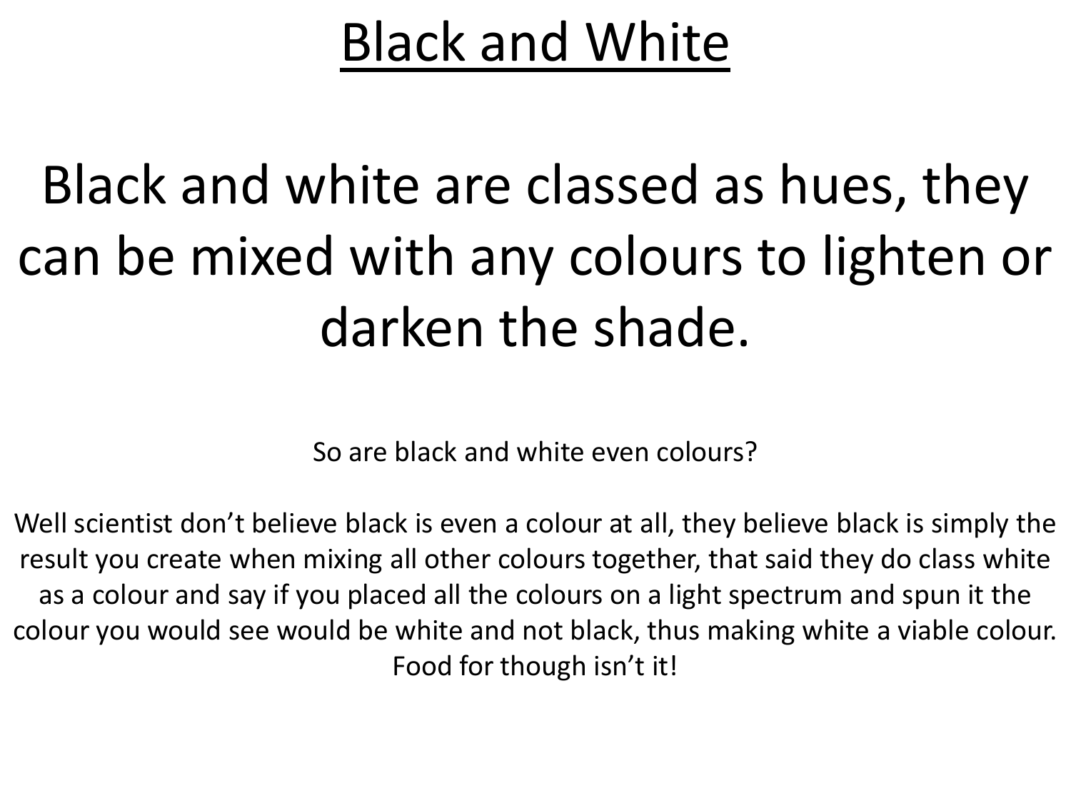# Black and White

Black and white are classed as hues, they can be mixed with any colours to lighten or darken the shade.

So are black and white even colours?

Well scientist don't believe black is even a colour at all, they believe black is simply the result you create when mixing all other colours together, that said they do class white as a colour and say if you placed all the colours on a light spectrum and spun it the colour you would see would be white and not black, thus making white a viable colour. Food for though isn't it!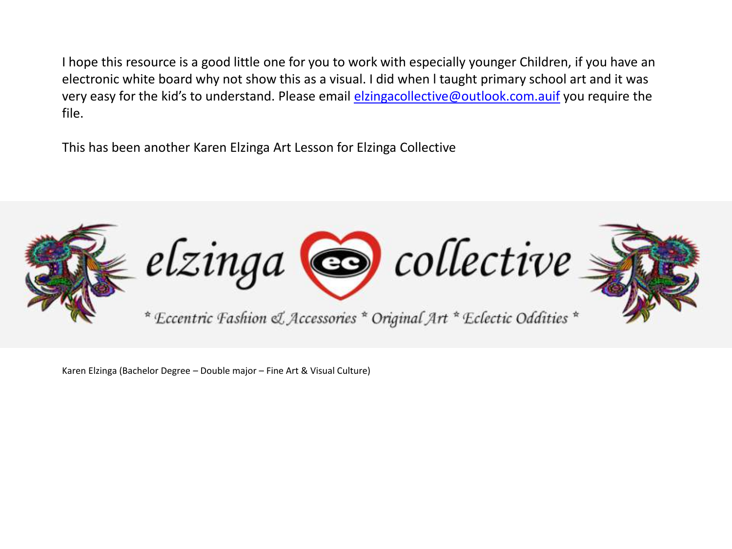I hope this resource is a good little one for you to work with especially younger Children, if you have an electronic white board why not show this as a visual. I did when l taught primary school art and it was very easy for the kid's to understand. Please email elzingacollective@outlook.com.auif you require the file.

This has been another Karen Elzinga Art Lesson for Elzinga Collective

elzinga ec collective

* Eccentric Fashion & Accessories * Original Art * Eclectic Oddities *

Karen Elzinga (Bachelor Degree – Double major – Fine Art & Visual Culture)